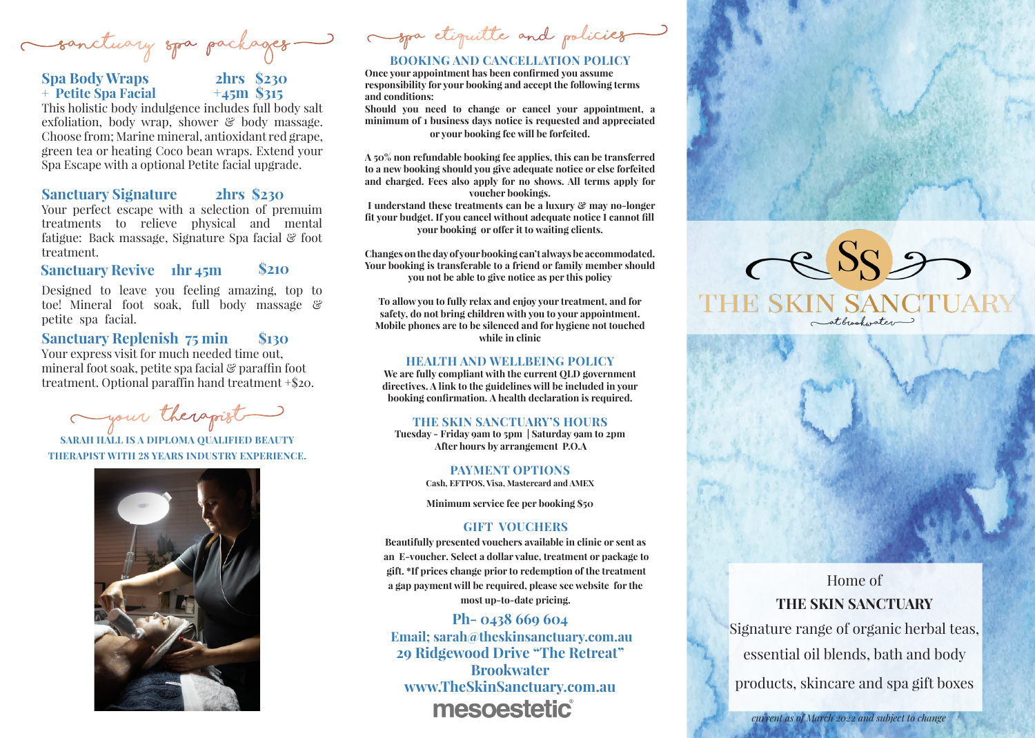## sanctuary spa packages

**Spa Body Wraps** 2hrs $230
\+ **Petite Spa Facial** +45m $315

This holistic body indulgence includes full body salt exfoliation, body wrap, shower & body massage. Choose from; Marine mineral, antioxidant red grape, green tea or heating Coco bean wraps. Extend your Spa Escape with a optional Petite facial upgrade.

**Sanctuary Signature** 2hrs $230

Your perfect escape with a selection of premuim treatments to relieve physical and mental fatigue: Back massage, Signature Spa facial & foot treatment.

**Sanctuary Revive** 1hr 45m $210

Designed to leave you feeling amazing, top to toe! Mineral foot soak, full body massage & petite spa facial.

**Sanctuary Replenish** 75 min $130

Your express visit for much needed time out, mineral foot soak, petite spa facial & paraffin foot treatment. Optional paraffin hand treatment +$20.

## your therapist

SARAH HALL IS A DIPLOMA QUALIFIED BEAUTY THERAPIST WITH 28 YEARS INDUSTRY EXPERIENCE.

## spa etiquette and policies

### BOOKING AND CANCELLATION POLICY

**Once your appointment has been confirmed you assume responsibility for your booking and accept the following terms and conditions:**
**Should you need to change or cancel your appointment, a minimum of 1 business days notice is requested and appreciated or your booking fee will be forfeited.**

**A 50% non refundable booking fee applies, this can be transferred to a new booking should you give adequate notice or else forfeited and charged. Fees also apply for no shows. All terms apply for voucher bookings.**
**I understand these treatments can be a luxury & may no-longer fit your budget. If you cancel without adequate notice I cannot fill your booking or offer it to waiting clients.**

**Changes on the day of your booking can't always be accommodated. Your booking is transferable to a friend or family member should you not be able to give notice as per this policy**

**To allow you to fully relax and enjoy your treatment, and for safety, do not bring children with you to your appointment. Mobile phones are to be silenced and for hygiene not touched while in clinic**

### HEALTH AND WELLBEING POLICY

**We are fully compliant with the current QLD government directives. A link to the guidelines will be included in your booking confirmation. A health declaration is required.**

### THE SKIN SANCTUARY'S HOURS

**Tuesday - Friday 9am to 5pm | Saturday 9am to 2pm**
**After hours by arrangement P.O.A**

### PAYMENT OPTIONS

**Cash, EFTPOS, Visa, Mastercard and AMEX**

**Minimum service fee per booking $50**

### GIFT VOUCHERS

**Beautifully presented vouchers available in clinic or sent as an E-voucher. Select a dollar value, treatment or package to gift. *If prices change prior to redemption of the treatment a gap payment will be required, please see website for the most up-to-date pricing.**

**Ph- 0438 669 604**
**Email; sarah@theskinsanctuary.com.au**
**29 Ridgewood Drive "The Retreat"**
**Brookwater**
**www.TheSkinSanctuary.com.au**

mesoestetic®

# THE SKIN SANCTUARY

at brookwater

Home of
**THE SKIN SANCTUARY**
Signature range of organic herbal teas, essential oil blends, bath and body products, skincare and spa gift boxes

*current as of March 2022 and subject to change*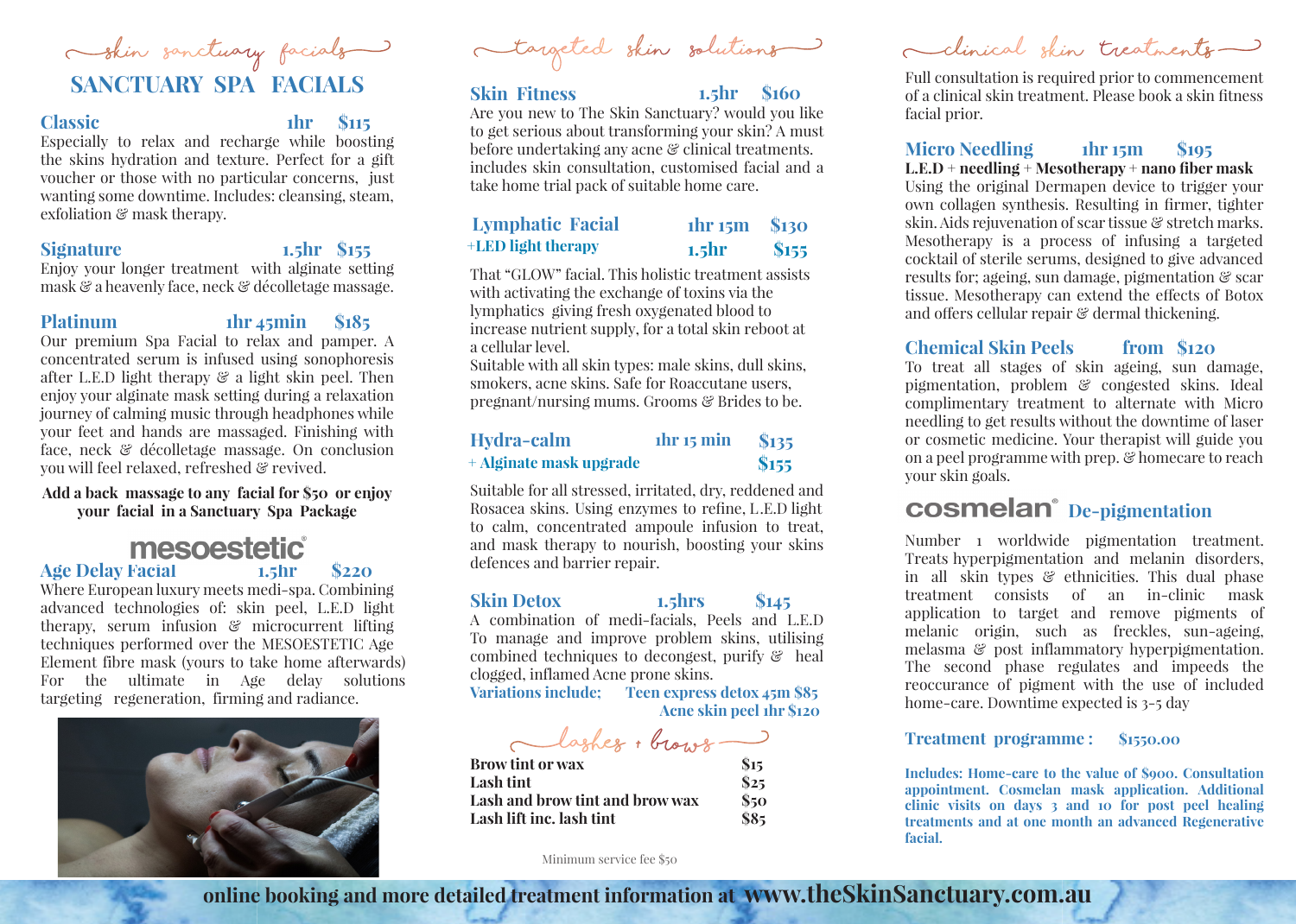## skin sanctuary facials

# SANCTUARY SPA FACIALS

**Classic** 1hr $115

Especially to relax and recharge while boosting the skins hydration and texture. Perfect for a gift voucher or those with no particular concerns, just wanting some downtime. Includes: cleansing, steam, exfoliation & mask therapy.

**Signature** 1.5hr $155

Enjoy your longer treatment with alginate setting mask & a heavenly face, neck & décolletage massage.

**Platinum** 1hr 45min $185

Our premium Spa Facial to relax and pamper. A concentrated serum is infused using sonophoresis after L.E.D light therapy & a light skin peel. Then enjoy your alginate mask setting during a relaxation journey of calming music through headphones while your feet and hands are massaged. Finishing with face, neck & décolletage massage. On conclusion you will feel relaxed, refreshed & revived.

**Add a back massage to any facial for $50 or enjoy your facial in a Sanctuary Spa Package**

mesoestetic®

**Age Delay Facial** 1.5hr $220

Where European luxury meets medi-spa. Combining advanced technologies of: skin peel, L.E.D light therapy, serum infusion & microcurrent lifting techniques performed over the MESOESTETIC Age Element fibre mask (yours to take home afterwards) For the ultimate in Age delay solutions targeting regeneration, firming and radiance.

## targeted skin solutions

**Skin Fitness** 1.5hr $160

Are you new to The Skin Sanctuary? would you like to get serious about transforming your skin? A must before undertaking any acne & clinical treatments. includes skin consultation, customised facial and a take home trial pack of suitable home care.

**Lymphatic Facial** 1hr 15m $130

**+LED light therapy** 1.5hr $155

That "GLOW" facial. This holistic treatment assists with activating the exchange of toxins via the lymphatics giving fresh oxygenated blood to increase nutrient supply, for a total skin reboot at a cellular level.

Suitable with all skin types: male skins, dull skins, smokers, acne skins. Safe for Roaccutane users, pregnant/nursing mums. Grooms & Brides to be.

**Hydra-calm** 1hr 15 min $135

**+ Alginate mask upgrade** $155

Suitable for all stressed, irritated, dry, reddened and Rosacea skins. Using enzymes to refine, L.E.D light to calm, concentrated ampoule infusion to treat, and mask therapy to nourish, boosting your skins defences and barrier repair.

**Skin Detox** 1.5hrs $145

A combination of medi-facials, Peels and L.E.D To manage and improve problem skins, utilising combined techniques to decongest, purify & heal clogged, inflamed Acne prone skins.

**Variations include;** **Teen express detox 45m $85**
**Acne skin peel 1hr $120**

## lashes + brows

| | |
|---|---|
| **Brow tint or wax** | **$15** |
| **Lash tint** | **$25** |
| **Lash and brow tint and brow wax** | **$50** |
| **Lash lift inc. lash tint** | **$85** |

Minimum service fee $50

## clinical skin treatments

Full consultation is required prior to commencement of a clinical skin treatment. Please book a skin fitness facial prior.

**Micro Needling** 1hr 15m $195

**L.E.D + needling + Mesotherapy + nano fiber mask**

Using the original Dermapen device to trigger your own collagen synthesis. Resulting in firmer, tighter skin. Aids rejuvenation of scar tissue & stretch marks. Mesotherapy is a process of infusing a targeted cocktail of sterile serums, designed to give advanced results for; ageing, sun damage, pigmentation & scar tissue. Mesotherapy can extend the effects of Botox and offers cellular repair & dermal thickening.

**Chemical Skin Peels** from $120

To treat all stages of skin ageing, sun damage, pigmentation, problem & congested skins. Ideal complimentary treatment to alternate with Micro needling to get results without the downtime of laser or cosmetic medicine. Your therapist will guide you on a peel programme with prep. & homecare to reach your skin goals.

## cosmelan® De-pigmentation

Number 1 worldwide pigmentation treatment. Treats hyperpigmentation and melanin disorders, in all skin types & ethnicities. This dual phase treatment consists of an in-clinic mask application to target and remove pigments of melanic origin, such as freckles, sun-ageing, melasma & post inflammatory hyperpigmentation. The second phase regulates and impeeds the reoccurance of pigment with the use of included home-care. Downtime expected is 3-5 day

**Treatment programme :** $1550.00

**Includes: Home-care to the value of $900. Consultation appointment. Cosmelan mask application. Additional clinic visits on days 3 and 10 for post peel healing treatments and at one month an advanced Regenerative facial.**

**online booking and more detailed treatment information at www.theSkinSanctuary.com.au**